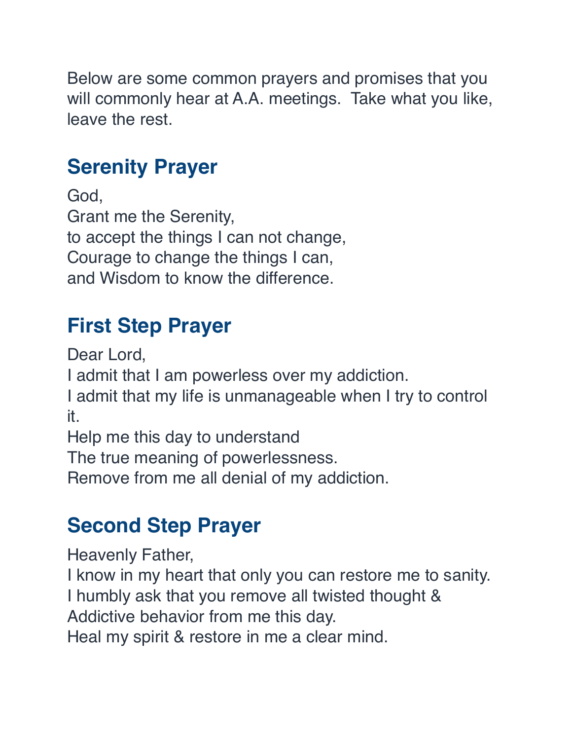Below are some common prayers and promises that you will commonly hear at A.A. meetings. Take what you like, leave the rest.

## Serenity Prayer

God,
Grant me the Serenity,
to accept the things I can not change,
Courage to change the things I can,
and Wisdom to know the difference.

## First Step Prayer

Dear Lord,
I admit that I am powerless over my addiction.
I admit that my life is unmanageable when I try to control it.
Help me this day to understand
The true meaning of powerlessness.
Remove from me all denial of my addiction.

## Second Step Prayer

Heavenly Father,
I know in my heart that only you can restore me to sanity.
I humbly ask that you remove all twisted thought &
Addictive behavior from me this day.
Heal my spirit & restore in me a clear mind.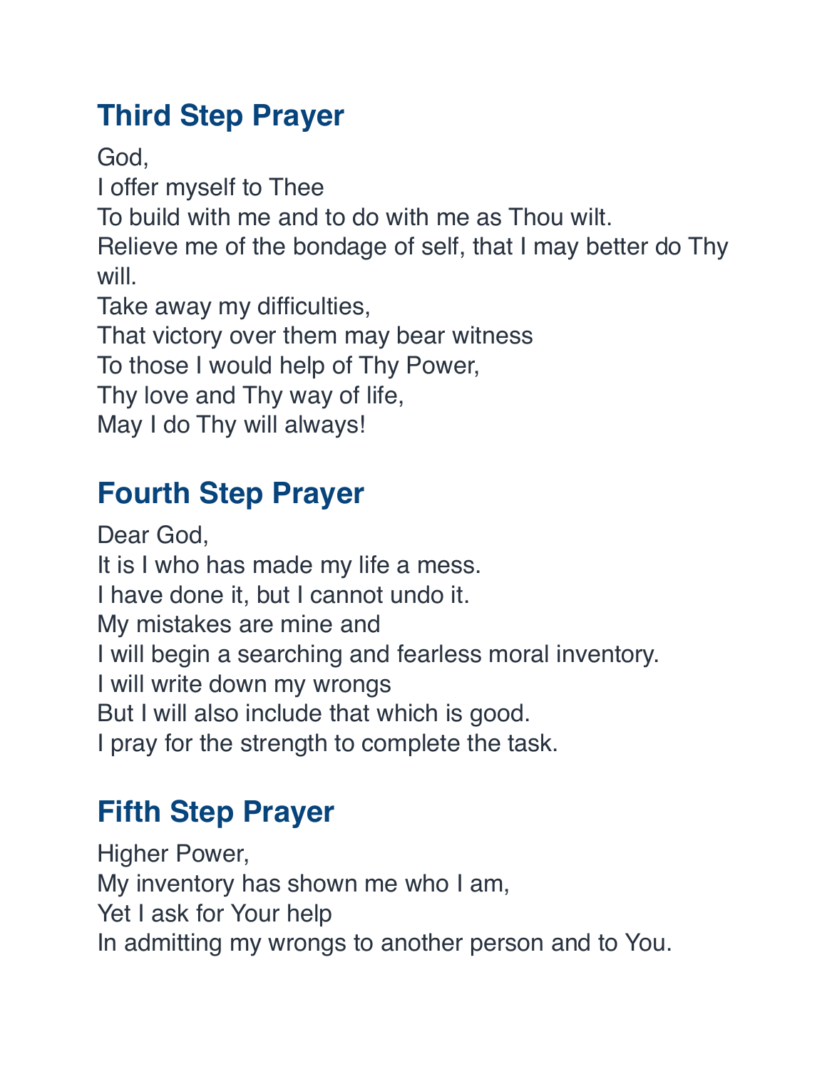## Third Step Prayer

God,
I offer myself to Thee
To build with me and to do with me as Thou wilt.
Relieve me of the bondage of self, that I may better do Thy will.
Take away my difficulties,
That victory over them may bear witness
To those I would help of Thy Power,
Thy love and Thy way of life,
May I do Thy will always!

## Fourth Step Prayer

Dear God,
It is I who has made my life a mess.
I have done it, but I cannot undo it.
My mistakes are mine and
I will begin a searching and fearless moral inventory.
I will write down my wrongs
But I will also include that which is good.
I pray for the strength to complete the task.

## Fifth Step Prayer

Higher Power,
My inventory has shown me who I am,
Yet I ask for Your help
In admitting my wrongs to another person and to You.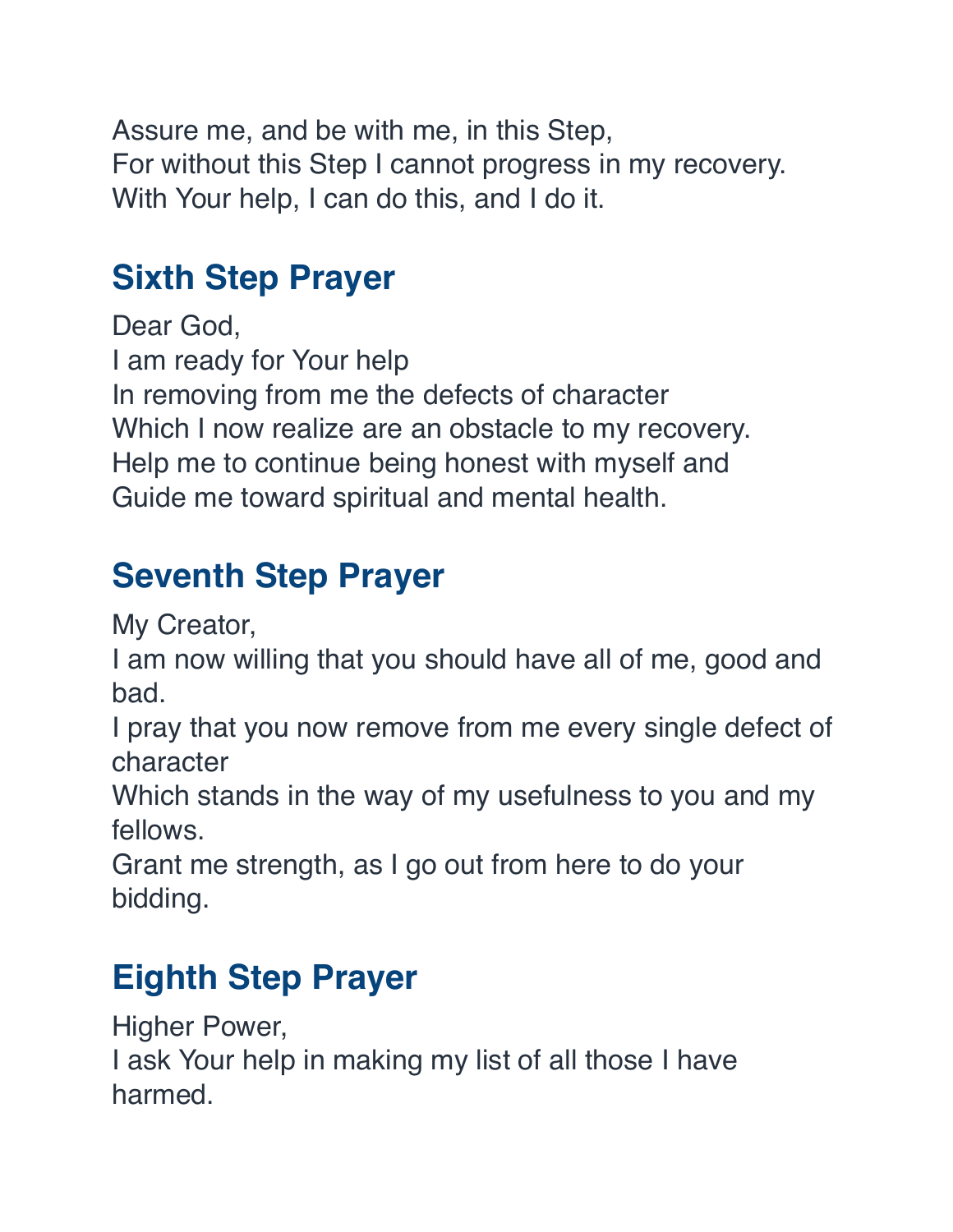Assure me, and be with me, in this Step,
For without this Step I cannot progress in my recovery.
With Your help, I can do this, and I do it.

## Sixth Step Prayer

Dear God,
I am ready for Your help
In removing from me the defects of character
Which I now realize are an obstacle to my recovery.
Help me to continue being honest with myself and
Guide me toward spiritual and mental health.

## Seventh Step Prayer

My Creator,
I am now willing that you should have all of me, good and bad.
I pray that you now remove from me every single defect of character
Which stands in the way of my usefulness to you and my fellows.
Grant me strength, as I go out from here to do your bidding.

## Eighth Step Prayer

Higher Power,
I ask Your help in making my list of all those I have harmed.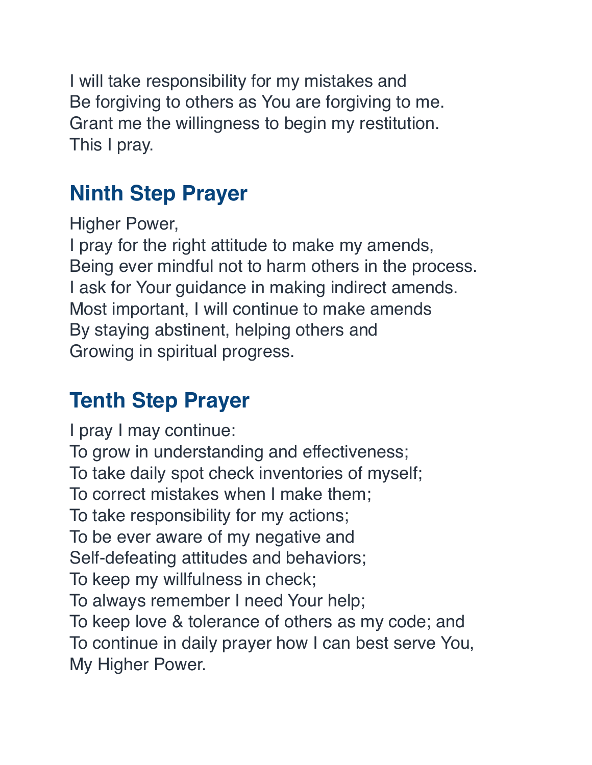I will take responsibility for my mistakes and
Be forgiving to others as You are forgiving to me.
Grant me the willingness to begin my restitution.
This I pray.

## Ninth Step Prayer

Higher Power,
I pray for the right attitude to make my amends,
Being ever mindful not to harm others in the process.
I ask for Your guidance in making indirect amends.
Most important, I will continue to make amends
By staying abstinent, helping others and
Growing in spiritual progress.

## Tenth Step Prayer

I pray I may continue:
To grow in understanding and effectiveness;
To take daily spot check inventories of myself;
To correct mistakes when I make them;
To take responsibility for my actions;
To be ever aware of my negative and
Self-defeating attitudes and behaviors;
To keep my willfulness in check;
To always remember I need Your help;
To keep love & tolerance of others as my code; and
To continue in daily prayer how I can best serve You,
My Higher Power.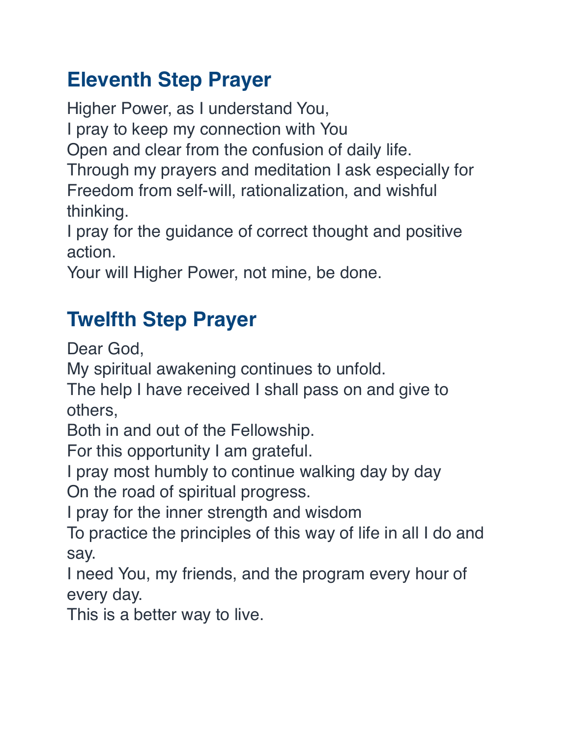## Eleventh Step Prayer

Higher Power, as I understand You,
I pray to keep my connection with You
Open and clear from the confusion of daily life.
Through my prayers and meditation I ask especially for
Freedom from self-will, rationalization, and wishful thinking.
I pray for the guidance of correct thought and positive action.
Your will Higher Power, not mine, be done.

## Twelfth Step Prayer

Dear God,
My spiritual awakening continues to unfold.
The help I have received I shall pass on and give to others,
Both in and out of the Fellowship.
For this opportunity I am grateful.
I pray most humbly to continue walking day by day
On the road of spiritual progress.
I pray for the inner strength and wisdom
To practice the principles of this way of life in all I do and say.
I need You, my friends, and the program every hour of every day.
This is a better way to live.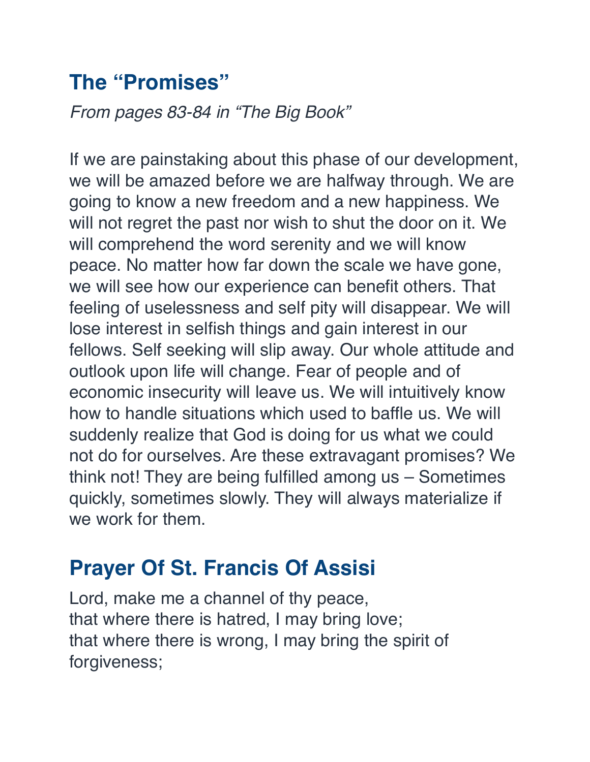## The “Promises”

*From pages 83-84 in “The Big Book”*

If we are painstaking about this phase of our development, we will be amazed before we are halfway through. We are going to know a new freedom and a new happiness. We will not regret the past nor wish to shut the door on it. We will comprehend the word serenity and we will know peace. No matter how far down the scale we have gone, we will see how our experience can benefit others. That feeling of uselessness and self pity will disappear. We will lose interest in selfish things and gain interest in our fellows. Self seeking will slip away. Our whole attitude and outlook upon life will change. Fear of people and of economic insecurity will leave us. We will intuitively know how to handle situations which used to baffle us. We will suddenly realize that God is doing for us what we could not do for ourselves. Are these extravagant promises? We think not! They are being fulfilled among us – Sometimes quickly, sometimes slowly. They will always materialize if we work for them.

## Prayer Of St. Francis Of Assisi

Lord, make me a channel of thy peace,
that where there is hatred, I may bring love;
that where there is wrong, I may bring the spirit of forgiveness;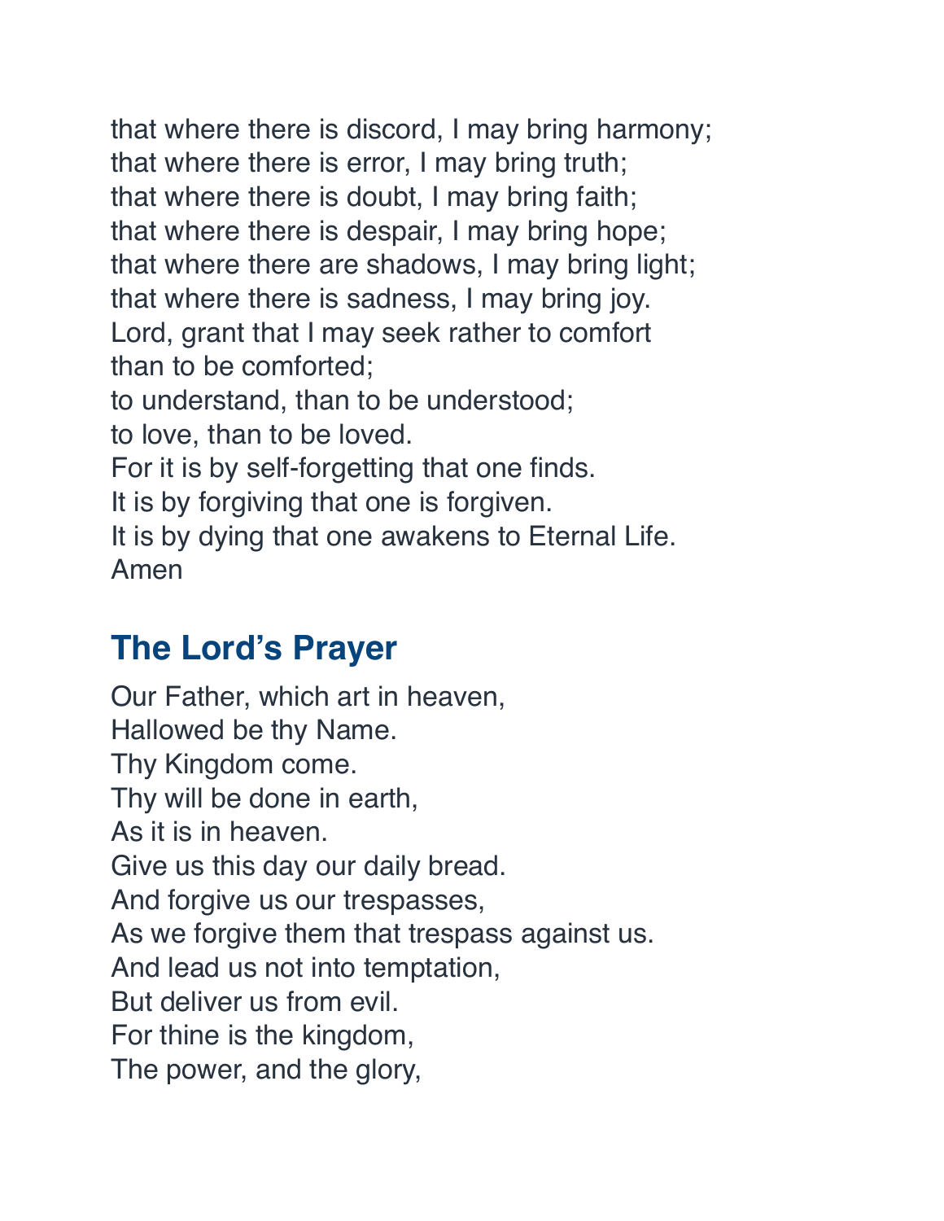that where there is discord, I may bring harmony;
that where there is error, I may bring truth;
that where there is doubt, I may bring faith;
that where there is despair, I may bring hope;
that where there are shadows, I may bring light;
that where there is sadness, I may bring joy.
Lord, grant that I may seek rather to comfort
than to be comforted;
to understand, than to be understood;
to love, than to be loved.
For it is by self-forgetting that one finds.
It is by forgiving that one is forgiven.
It is by dying that one awakens to Eternal Life.
Amen

## The Lord's Prayer

Our Father, which art in heaven,
Hallowed be thy Name.
Thy Kingdom come.
Thy will be done in earth,
As it is in heaven.
Give us this day our daily bread.
And forgive us our trespasses,
As we forgive them that trespass against us.
And lead us not into temptation,
But deliver us from evil.
For thine is the kingdom,
The power, and the glory,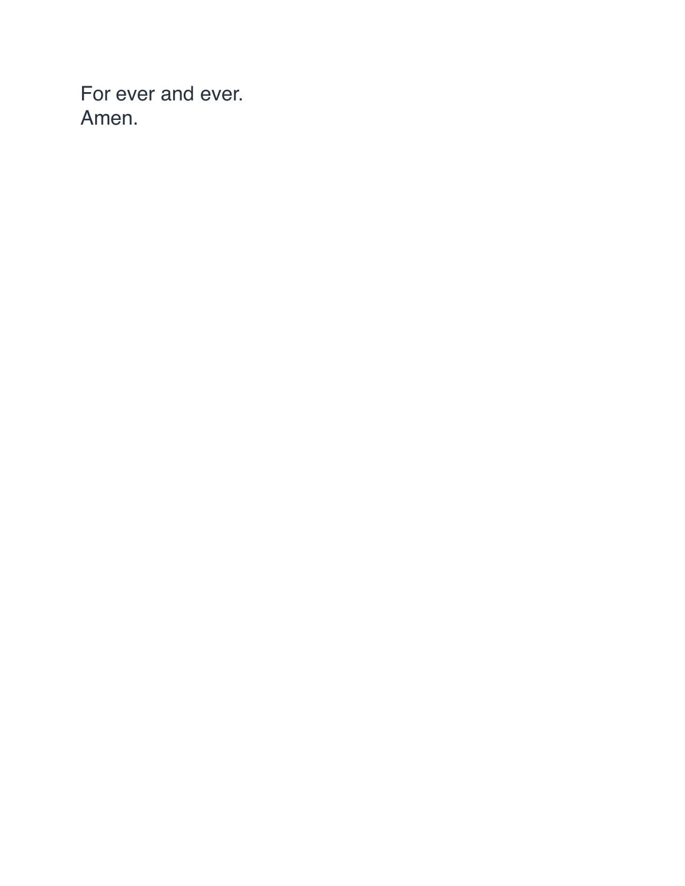For ever and ever.
Amen.